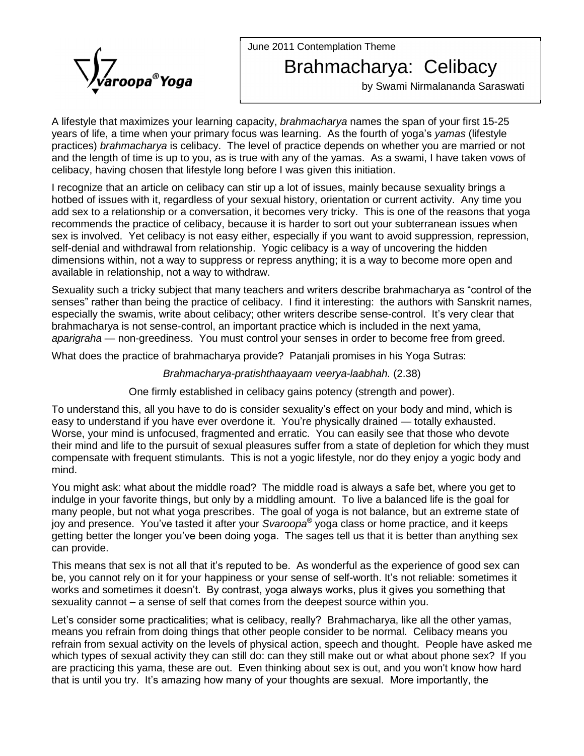June 2011 Contemplation Theme

# Brahmacharya: Celibacy

by Swami Nirmalananda Saraswati

A lifestyle that maximizes your learning capacity, *brahmacharya* names the span of your first 15-25 years of life, a time when your primary focus was learning. As the fourth of yoga's *yamas* (lifestyle practices) *brahmacharya* is celibacy. The level of practice depends on whether you are married or not and the length of time is up to you, as is true with any of the yamas. As a swami, I have taken vows of celibacy, having chosen that lifestyle long before I was given this initiation.

I recognize that an article on celibacy can stir up a lot of issues, mainly because sexuality brings a hotbed of issues with it, regardless of your sexual history, orientation or current activity. Any time you add sex to a relationship or a conversation, it becomes very tricky. This is one of the reasons that yoga recommends the practice of celibacy, because it is harder to sort out your subterranean issues when sex is involved. Yet celibacy is not easy either, especially if you want to avoid suppression, repression, self-denial and withdrawal from relationship. Yogic celibacy is a way of uncovering the hidden dimensions within, not a way to suppress or repress anything; it is a way to become more open and available in relationship, not a way to withdraw.

Sexuality such a tricky subject that many teachers and writers describe brahmacharya as "control of the senses" rather than being the practice of celibacy. I find it interesting: the authors with Sanskrit names, especially the swamis, write about celibacy; other writers describe sense-control. It's very clear that brahmacharya is not sense-control, an important practice which is included in the next yama, *aparigraha* — non-greediness. You must control your senses in order to become free from greed.

What does the practice of brahmacharya provide? Patanjali promises in his Yoga Sutras:

*Brahmacharya-pratishthaayaam veerya-laabhah.* (2.38)

One firmly established in celibacy gains potency (strength and power).

To understand this, all you have to do is consider sexuality's effect on your body and mind, which is easy to understand if you have ever overdone it. You're physically drained — totally exhausted. Worse, your mind is unfocused, fragmented and erratic. You can easily see that those who devote their mind and life to the pursuit of sexual pleasures suffer from a state of depletion for which they must compensate with frequent stimulants. This is not a yogic lifestyle, nor do they enjoy a yogic body and mind.

You might ask: what about the middle road? The middle road is always a safe bet, where you get to indulge in your favorite things, but only by a middling amount. To live a balanced life is the goal for many people, but not what yoga prescribes. The goal of yoga is not balance, but an extreme state of joy and presence. You've tasted it after your *Svaroopa®* yoga class or home practice, and it keeps getting better the longer you've been doing yoga. The sages tell us that it is better than anything sex can provide.

This means that sex is not all that it's reputed to be. As wonderful as the experience of good sex can be, you cannot rely on it for your happiness or your sense of self-worth. It's not reliable: sometimes it works and sometimes it doesn't. By contrast, yoga always works, plus it gives you something that sexuality cannot – a sense of self that comes from the deepest source within you.

Let's consider some practicalities; what is celibacy, really? Brahmacharya, like all the other yamas, means you refrain from doing things that other people consider to be normal. Celibacy means you refrain from sexual activity on the levels of physical action, speech and thought. People have asked me which types of sexual activity they can still do: can they still make out or what about phone sex? If you are practicing this yama, these are out. Even thinking about sex is out, and you won't know how hard that is until you try. It's amazing how many of your thoughts are sexual. More importantly, the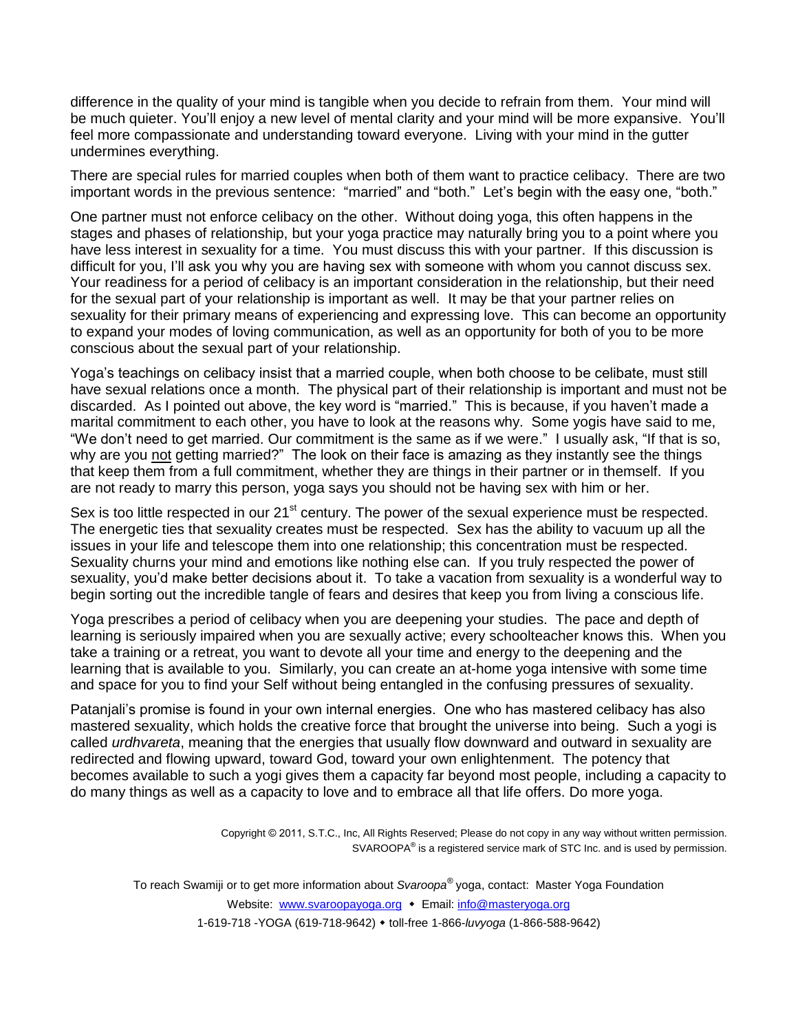difference in the quality of your mind is tangible when you decide to refrain from them. Your mind will be much quieter. You'll enjoy a new level of mental clarity and your mind will be more expansive. You'll feel more compassionate and understanding toward everyone. Living with your mind in the gutter undermines everything.

There are special rules for married couples when both of them want to practice celibacy. There are two important words in the previous sentence: "married" and "both." Let's begin with the easy one, "both."

One partner must not enforce celibacy on the other. Without doing yoga, this often happens in the stages and phases of relationship, but your yoga practice may naturally bring you to a point where you have less interest in sexuality for a time. You must discuss this with your partner. If this discussion is difficult for you, I'll ask you why you are having sex with someone with whom you cannot discuss sex. Your readiness for a period of celibacy is an important consideration in the relationship, but their need for the sexual part of your relationship is important as well. It may be that your partner relies on sexuality for their primary means of experiencing and expressing love. This can become an opportunity to expand your modes of loving communication, as well as an opportunity for both of you to be more conscious about the sexual part of your relationship.

Yoga's teachings on celibacy insist that a married couple, when both choose to be celibate, must still have sexual relations once a month. The physical part of their relationship is important and must not be discarded. As I pointed out above, the key word is "married." This is because, if you haven't made a marital commitment to each other, you have to look at the reasons why. Some yogis have said to me, "We don't need to get married. Our commitment is the same as if we were." I usually ask, "If that is so, why are you not getting married?" The look on their face is amazing as they instantly see the things that keep them from a full commitment, whether they are things in their partner or in themself. If you are not ready to marry this person, yoga says you should not be having sex with him or her.

Sex is too little respected in our 21st century. The power of the sexual experience must be respected. The energetic ties that sexuality creates must be respected. Sex has the ability to vacuum up all the issues in your life and telescope them into one relationship; this concentration must be respected. Sexuality churns your mind and emotions like nothing else can. If you truly respected the power of sexuality, you'd make better decisions about it. To take a vacation from sexuality is a wonderful way to begin sorting out the incredible tangle of fears and desires that keep you from living a conscious life.

Yoga prescribes a period of celibacy when you are deepening your studies. The pace and depth of learning is seriously impaired when you are sexually active; every schoolteacher knows this. When you take a training or a retreat, you want to devote all your time and energy to the deepening and the learning that is available to you. Similarly, you can create an at-home yoga intensive with some time and space for you to find your Self without being entangled in the confusing pressures of sexuality.

Patanjali's promise is found in your own internal energies. One who has mastered celibacy has also mastered sexuality, which holds the creative force that brought the universe into being. Such a yogi is called *urdhvareta*, meaning that the energies that usually flow downward and outward in sexuality are redirected and flowing upward, toward God, toward your own enlightenment. The potency that becomes available to such a yogi gives them a capacity far beyond most people, including a capacity to do many things as well as a capacity to love and to embrace all that life offers. Do more yoga.

Copyright © 2011, S.T.C., Inc, All Rights Reserved; Please do not copy in any way without written permission.
SVAROOPA® is a registered service mark of STC Inc. and is used by permission.

To reach Swamiji or to get more information about *Svaroopa®* yoga, contact: Master Yoga Foundation
Website: www.svaroopayoga.org • Email: info@masteryoga.org
1-619-718 -YOGA (619-718-9642) • toll-free 1-866-*luvyoga* (1-866-588-9642)